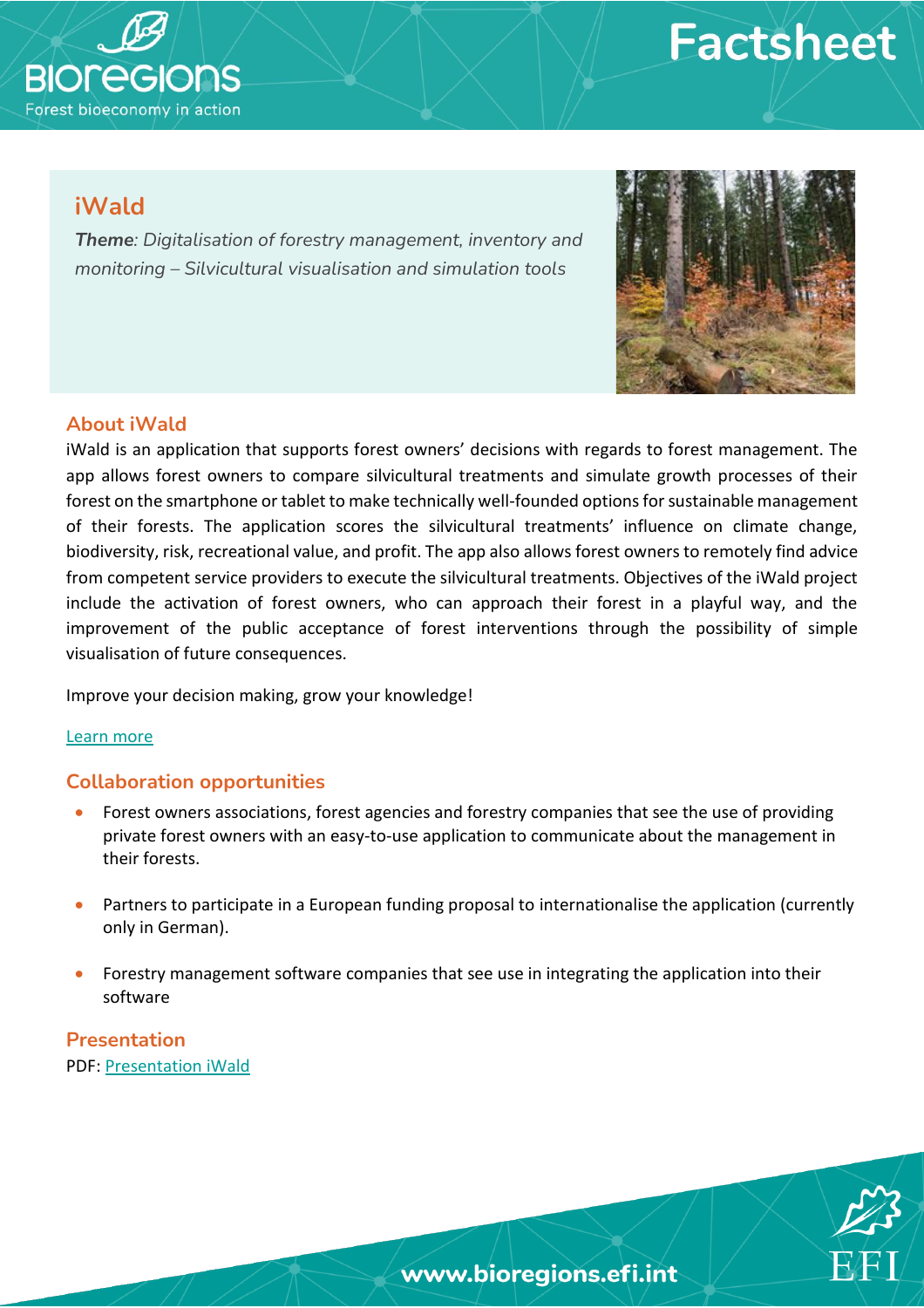# Factsheet

## iWald

***Theme**: Digitalisation of forestry management, inventory and monitoring – Silvicultural visualisation and simulation tools*

### About iWald

iWald is an application that supports forest owners' decisions with regards to forest management. The app allows forest owners to compare silvicultural treatments and simulate growth processes of their forest on the smartphone or tablet to make technically well-founded options for sustainable management of their forests. The application scores the silvicultural treatments' influence on climate change, biodiversity, risk, recreational value, and profit. The app also allows forest owners to remotely find advice from competent service providers to execute the silvicultural treatments. Objectives of the iWald project include the activation of forest owners, who can approach their forest in a playful way, and the improvement of the public acceptance of forest interventions through the possibility of simple visualisation of future consequences.

Improve your decision making, grow your knowledge!

Learn more

### Collaboration opportunities

- Forest owners associations, forest agencies and forestry companies that see the use of providing private forest owners with an easy-to-use application to communicate about the management in their forests.
- Partners to participate in a European funding proposal to internationalise the application (currently only in German).
- Forestry management software companies that see use in integrating the application into their software

### Presentation

PDF: Presentation iWald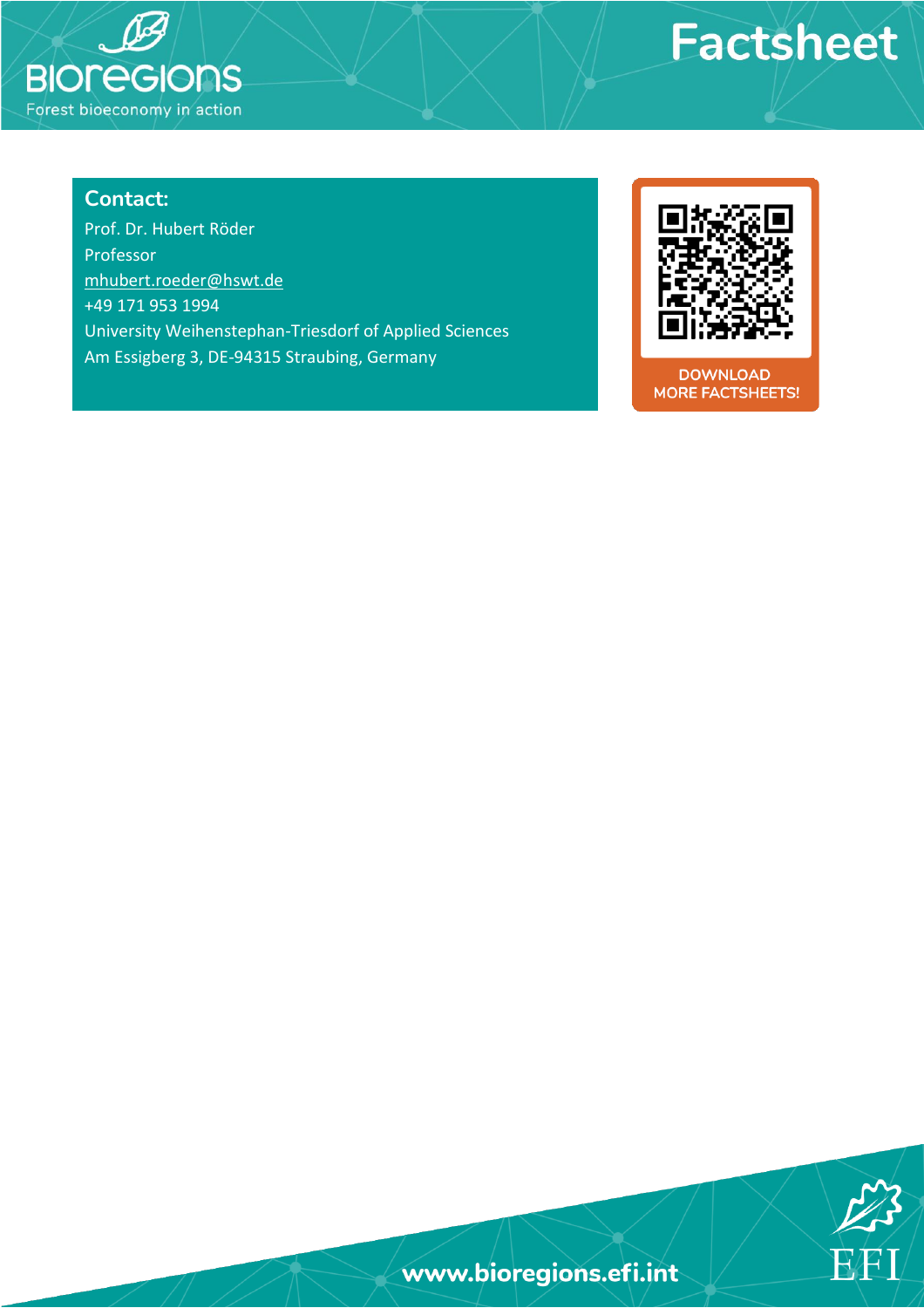**Contact:**

Prof. Dr. Hubert Röder
Professor
mhubert.roeder@hswt.de
+49 171 953 1994
University Weihenstephan-Triesdorf of Applied Sciences
Am Essigberg 3, DE-94315 Straubing, Germany

DOWNLOAD MORE FACTSHEETS!

www.bioregions.efi.int